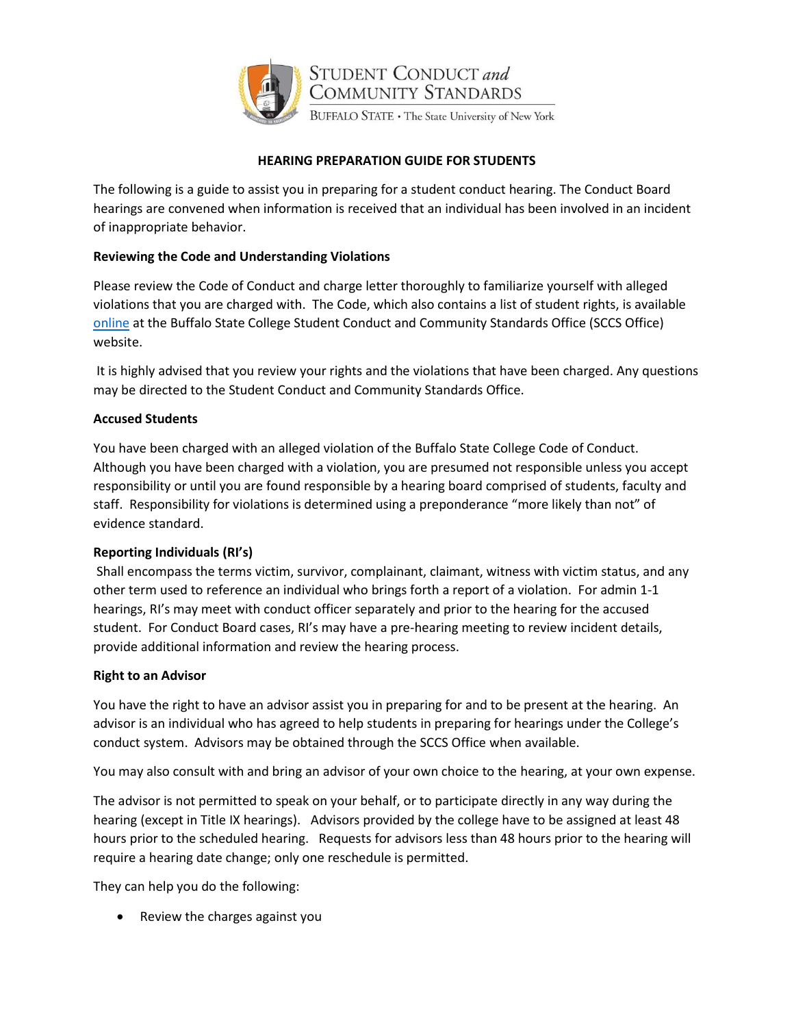STUDENT CONDUCT *and* COMMUNITY STANDARDS
BUFFALO STATE • The State University of New York

## HEARING PREPARATION GUIDE FOR STUDENTS

The following is a guide to assist you in preparing for a student conduct hearing. The Conduct Board hearings are convened when information is received that an individual has been involved in an incident of inappropriate behavior.

### Reviewing the Code and Understanding Violations

Please review the Code of Conduct and charge letter thoroughly to familiarize yourself with alleged violations that you are charged with. The Code, which also contains a list of student rights, is available online at the Buffalo State College Student Conduct and Community Standards Office (SCCS Office) website.

It is highly advised that you review your rights and the violations that have been charged. Any questions may be directed to the Student Conduct and Community Standards Office.

### Accused Students

You have been charged with an alleged violation of the Buffalo State College Code of Conduct. Although you have been charged with a violation, you are presumed not responsible unless you accept responsibility or until you are found responsible by a hearing board comprised of students, faculty and staff. Responsibility for violations is determined using a preponderance "more likely than not" of evidence standard.

### Reporting Individuals (RI's)

Shall encompass the terms victim, survivor, complainant, claimant, witness with victim status, and any other term used to reference an individual who brings forth a report of a violation. For admin 1-1 hearings, RI's may meet with conduct officer separately and prior to the hearing for the accused student. For Conduct Board cases, RI's may have a pre-hearing meeting to review incident details, provide additional information and review the hearing process.

### Right to an Advisor

You have the right to have an advisor assist you in preparing for and to be present at the hearing. An advisor is an individual who has agreed to help students in preparing for hearings under the College's conduct system. Advisors may be obtained through the SCCS Office when available.

You may also consult with and bring an advisor of your own choice to the hearing, at your own expense.

The advisor is not permitted to speak on your behalf, or to participate directly in any way during the hearing (except in Title IX hearings). Advisors provided by the college have to be assigned at least 48 hours prior to the scheduled hearing. Requests for advisors less than 48 hours prior to the hearing will require a hearing date change; only one reschedule is permitted.

They can help you do the following:

- Review the charges against you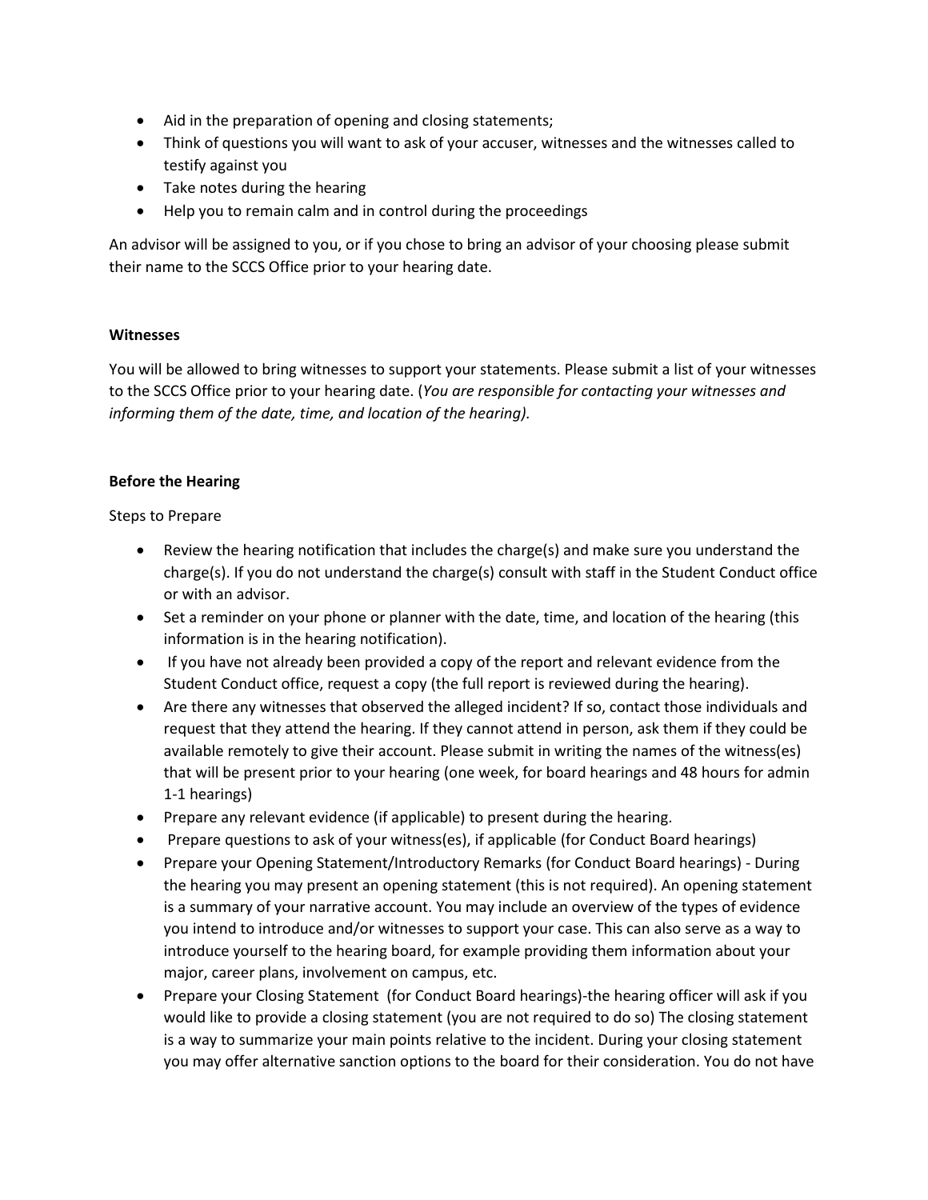- Aid in the preparation of opening and closing statements;
- Think of questions you will want to ask of your accuser, witnesses and the witnesses called to testify against you
- Take notes during the hearing
- Help you to remain calm and in control during the proceedings

An advisor will be assigned to you, or if you chose to bring an advisor of your choosing please submit their name to the SCCS Office prior to your hearing date.

**Witnesses**

You will be allowed to bring witnesses to support your statements. Please submit a list of your witnesses to the SCCS Office prior to your hearing date. (*You are responsible for contacting your witnesses and informing them of the date, time, and location of the hearing).*

**Before the Hearing**

Steps to Prepare

- Review the hearing notification that includes the charge(s) and make sure you understand the charge(s). If you do not understand the charge(s) consult with staff in the Student Conduct office or with an advisor.
- Set a reminder on your phone or planner with the date, time, and location of the hearing (this information is in the hearing notification).
- If you have not already been provided a copy of the report and relevant evidence from the Student Conduct office, request a copy (the full report is reviewed during the hearing).
- Are there any witnesses that observed the alleged incident? If so, contact those individuals and request that they attend the hearing. If they cannot attend in person, ask them if they could be available remotely to give their account. Please submit in writing the names of the witness(es) that will be present prior to your hearing (one week, for board hearings and 48 hours for admin 1-1 hearings)
- Prepare any relevant evidence (if applicable) to present during the hearing.
- Prepare questions to ask of your witness(es), if applicable (for Conduct Board hearings)
- Prepare your Opening Statement/Introductory Remarks (for Conduct Board hearings) - During the hearing you may present an opening statement (this is not required). An opening statement is a summary of your narrative account. You may include an overview of the types of evidence you intend to introduce and/or witnesses to support your case. This can also serve as a way to introduce yourself to the hearing board, for example providing them information about your major, career plans, involvement on campus, etc.
- Prepare your Closing Statement (for Conduct Board hearings)-the hearing officer will ask if you would like to provide a closing statement (you are not required to do so) The closing statement is a way to summarize your main points relative to the incident. During your closing statement you may offer alternative sanction options to the board for their consideration. You do not have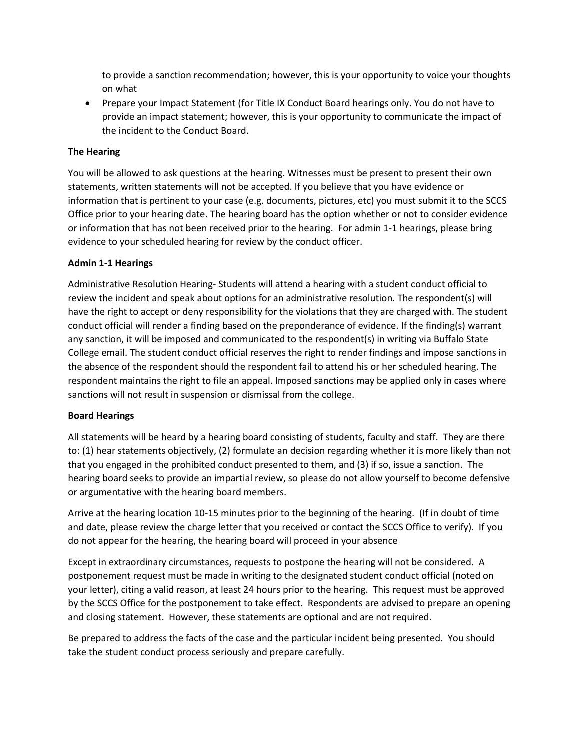to provide a sanction recommendation; however, this is your opportunity to voice your thoughts on what

- Prepare your Impact Statement (for Title IX Conduct Board hearings only. You do not have to provide an impact statement; however, this is your opportunity to communicate the impact of the incident to the Conduct Board.

**The Hearing**

You will be allowed to ask questions at the hearing. Witnesses must be present to present their own statements, written statements will not be accepted. If you believe that you have evidence or information that is pertinent to your case (e.g. documents, pictures, etc) you must submit it to the SCCS Office prior to your hearing date. The hearing board has the option whether or not to consider evidence or information that has not been received prior to the hearing. For admin 1-1 hearings, please bring evidence to your scheduled hearing for review by the conduct officer.

**Admin 1-1 Hearings**

Administrative Resolution Hearing- Students will attend a hearing with a student conduct official to review the incident and speak about options for an administrative resolution. The respondent(s) will have the right to accept or deny responsibility for the violations that they are charged with. The student conduct official will render a finding based on the preponderance of evidence. If the finding(s) warrant any sanction, it will be imposed and communicated to the respondent(s) in writing via Buffalo State College email. The student conduct official reserves the right to render findings and impose sanctions in the absence of the respondent should the respondent fail to attend his or her scheduled hearing. The respondent maintains the right to file an appeal. Imposed sanctions may be applied only in cases where sanctions will not result in suspension or dismissal from the college.

**Board Hearings**

All statements will be heard by a hearing board consisting of students, faculty and staff. They are there to: (1) hear statements objectively, (2) formulate an decision regarding whether it is more likely than not that you engaged in the prohibited conduct presented to them, and (3) if so, issue a sanction. The hearing board seeks to provide an impartial review, so please do not allow yourself to become defensive or argumentative with the hearing board members.

Arrive at the hearing location 10-15 minutes prior to the beginning of the hearing. (If in doubt of time and date, please review the charge letter that you received or contact the SCCS Office to verify). If you do not appear for the hearing, the hearing board will proceed in your absence

Except in extraordinary circumstances, requests to postpone the hearing will not be considered. A postponement request must be made in writing to the designated student conduct official (noted on your letter), citing a valid reason, at least 24 hours prior to the hearing. This request must be approved by the SCCS Office for the postponement to take effect. Respondents are advised to prepare an opening and closing statement. However, these statements are optional and are not required.

Be prepared to address the facts of the case and the particular incident being presented. You should take the student conduct process seriously and prepare carefully.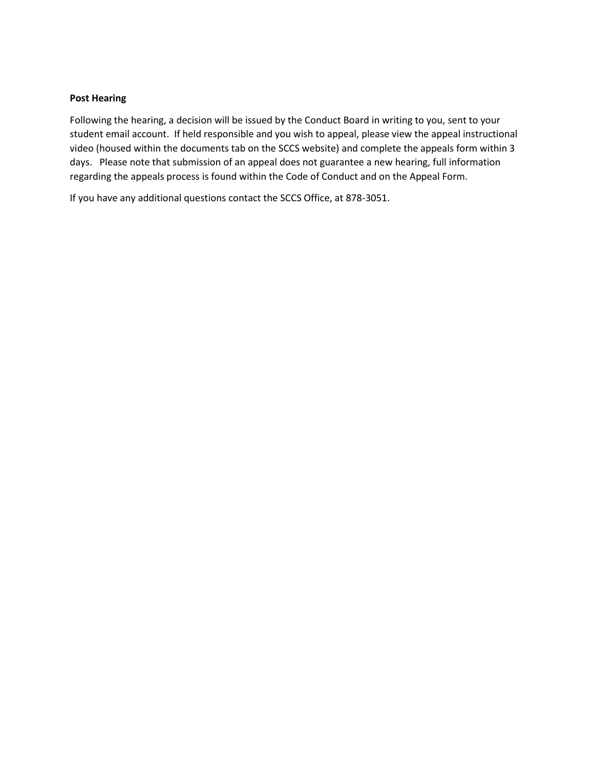**Post Hearing**

Following the hearing, a decision will be issued by the Conduct Board in writing to you, sent to your student email account. If held responsible and you wish to appeal, please view the appeal instructional video (housed within the documents tab on the SCCS website) and complete the appeals form within 3 days. Please note that submission of an appeal does not guarantee a new hearing, full information regarding the appeals process is found within the Code of Conduct and on the Appeal Form.

If you have any additional questions contact the SCCS Office, at 878-3051.